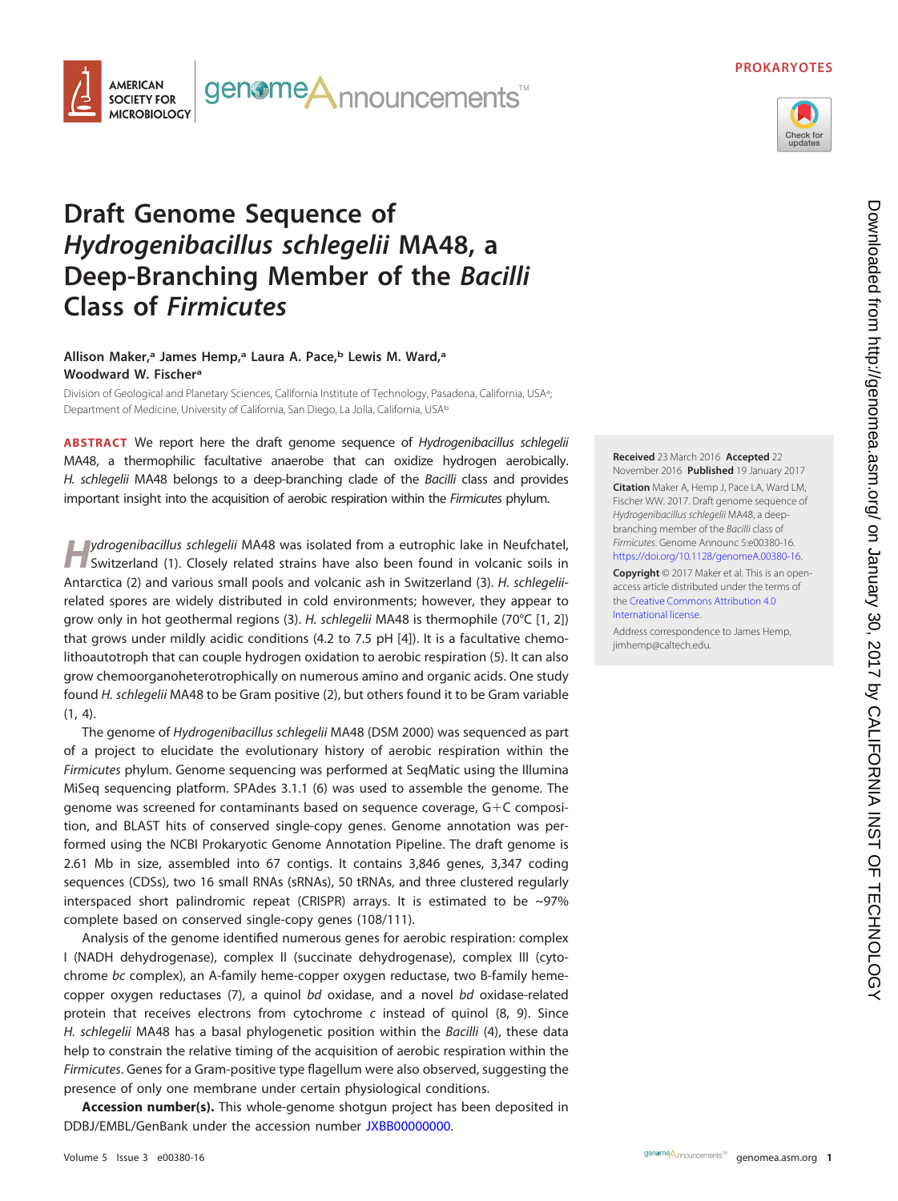PROKARYOTES

# Draft Genome Sequence of *Hydrogenibacillus schlegelii* MA48, a Deep-Branching Member of the *Bacilli* Class of *Firmicutes*

**Allison Maker,[a] James Hemp,[a] Laura A. Pace,[b] Lewis M. Ward,[a] Woodward W. Fischer[a]**

Division of Geological and Planetary Sciences, California Institute of Technology, Pasadena, California, USA[a]; Department of Medicine, University of California, San Diego, La Jolla, California, USA[b]

**ABSTRACT** We report here the draft genome sequence of *Hydrogenibacillus schlegelii* MA48, a thermophilic facultative anaerobe that can oxidize hydrogen aerobically. *H. schlegelii* MA48 belongs to a deep-branching clade of the *Bacilli* class and provides important insight into the acquisition of aerobic respiration within the *Firmicutes* phylum.

**Received** 23 March 2016 **Accepted** 22 November 2016 **Published** 19 January 2017

**Citation** Maker A, Hemp J, Pace LA, Ward LM, Fischer WW. 2017. Draft genome sequence of *Hydrogenibacillus schlegelii* MA48, a deep-branching member of the *Bacilli* class of *Firmicutes*. Genome Announc 5:e00380-16. https://doi.org/10.1128/genomeA.00380-16.

**Copyright** © 2017 Maker et al. This is an open-access article distributed under the terms of the Creative Commons Attribution 4.0 International license.

Address correspondence to James Hemp, jimhemp@caltech.edu.

*Hydrogenibacillus schlegelii* MA48 was isolated from a eutrophic lake in Neufchatel, Switzerland (1). Closely related strains have also been found in volcanic soils in Antarctica (2) and various small pools and volcanic ash in Switzerland (3). *H. schlegelii*-related spores are widely distributed in cold environments; however, they appear to grow only in hot geothermal regions (3). *H. schlegelii* MA48 is thermophile (70°C [1, 2]) that grows under mildly acidic conditions (4.2 to 7.5 pH [4]). It is a facultative chemolithoautotroph that can couple hydrogen oxidation to aerobic respiration (5). It can also grow chemoorganoheterotrophically on numerous amino and organic acids. One study found *H. schlegelii* MA48 to be Gram positive (2), but others found it to be Gram variable (1, 4).

The genome of *Hydrogenibacillus schlegelii* MA48 (DSM 2000) was sequenced as part of a project to elucidate the evolutionary history of aerobic respiration within the *Firmicutes* phylum. Genome sequencing was performed at SeqMatic using the Illumina MiSeq sequencing platform. SPAdes 3.1.1 (6) was used to assemble the genome. The genome was screened for contaminants based on sequence coverage, G+C composition, and BLAST hits of conserved single-copy genes. Genome annotation was performed using the NCBI Prokaryotic Genome Annotation Pipeline. The draft genome is 2.61 Mb in size, assembled into 67 contigs. It contains 3,846 genes, 3,347 coding sequences (CDSs), two 16 small RNAs (sRNAs), 50 tRNAs, and three clustered regularly interspaced short palindromic repeat (CRISPR) arrays. It is estimated to be ~97% complete based on conserved single-copy genes (108/111).

Analysis of the genome identified numerous genes for aerobic respiration: complex I (NADH dehydrogenase), complex II (succinate dehydrogenase), complex III (cytochrome *bc* complex), an A-family heme-copper oxygen reductase, two B-family heme-copper oxygen reductases (7), a quinol *bd* oxidase, and a novel *bd* oxidase-related protein that receives electrons from cytochrome *c* instead of quinol (8, 9). Since *H. schlegelii* MA48 has a basal phylogenetic position within the *Bacilli* (4), these data help to constrain the relative timing of the acquisition of aerobic respiration within the *Firmicutes*. Genes for a Gram-positive type flagellum were also observed, suggesting the presence of only one membrane under certain physiological conditions.

**Accession number(s).** This whole-genome shotgun project has been deposited in DDBJ/EMBL/GenBank under the accession number JXBB00000000.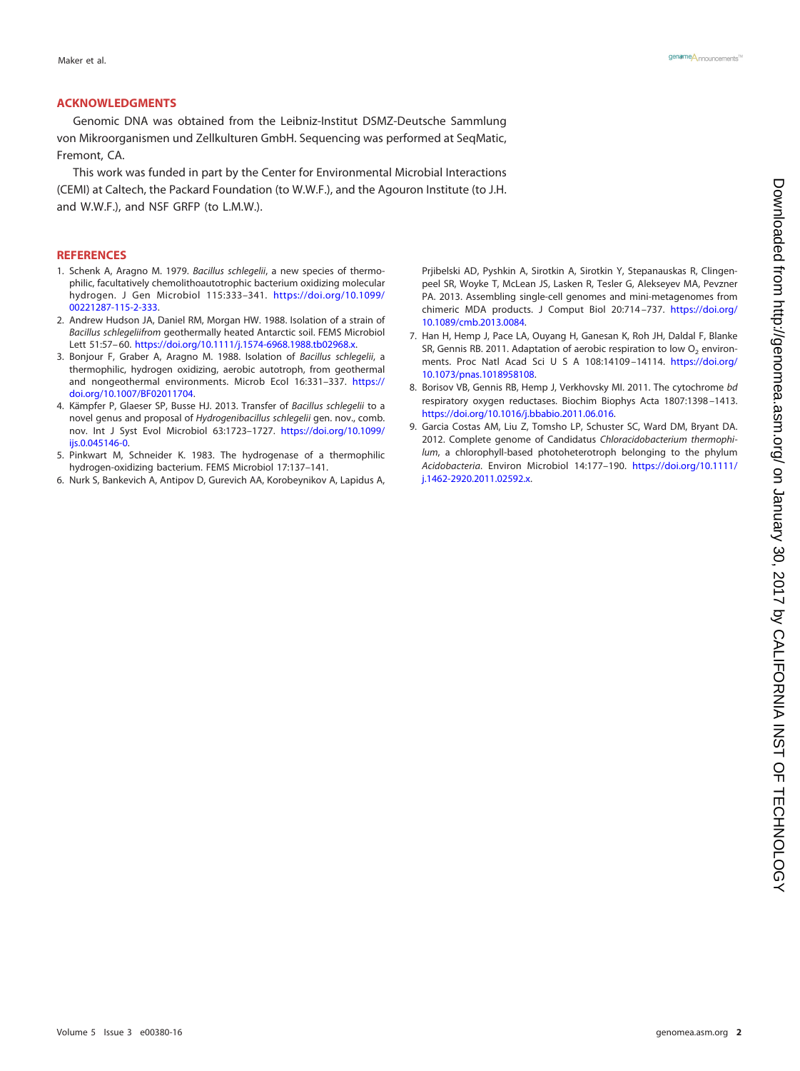## ACKNOWLEDGMENTS

Genomic DNA was obtained from the Leibniz-Institut DSMZ-Deutsche Sammlung von Mikroorganismen und Zellkulturen GmbH. Sequencing was performed at SeqMatic, Fremont, CA.

This work was funded in part by the Center for Environmental Microbial Interactions (CEMI) at Caltech, the Packard Foundation (to W.W.F.), and the Agouron Institute (to J.H. and W.W.F.), and NSF GRFP (to L.M.W.).

## REFERENCES

1. Schenk A, Aragno M. 1979. *Bacillus schlegelii*, a new species of thermophilic, facultatively chemolithoautotrophic bacterium oxidizing molecular hydrogen. J Gen Microbiol 115:333–341. https://doi.org/10.1099/00221287-115-2-333.
2. Andrew Hudson JA, Daniel RM, Morgan HW. 1988. Isolation of a strain of *Bacillus schlegeliifrom* geothermally heated Antarctic soil. FEMS Microbiol Lett 51:57–60. https://doi.org/10.1111/j.1574-6968.1988.tb02968.x.
3. Bonjour F, Graber A, Aragno M. 1988. Isolation of *Bacillus schlegelii*, a thermophilic, hydrogen oxidizing, aerobic autotroph, from geothermal and nongeothermal environments. Microb Ecol 16:331–337. https://doi.org/10.1007/BF02011704.
4. Kämpfer P, Glaeser SP, Busse HJ. 2013. Transfer of *Bacillus schlegelii* to a novel genus and proposal of *Hydrogenibacillus schlegelii* gen. nov., comb. nov. Int J Syst Evol Microbiol 63:1723–1727. https://doi.org/10.1099/ijs.0.045146-0.
5. Pinkwart M, Schneider K. 1983. The hydrogenase of a thermophilic hydrogen-oxidizing bacterium. FEMS Microbiol 17:137–141.
6. Nurk S, Bankevich A, Antipov D, Gurevich AA, Korobeynikov A, Lapidus A, Prjibelski AD, Pyshkin A, Sirotkin A, Sirotkin Y, Stepanauskas R, Clingenpeel SR, Woyke T, McLean JS, Lasken R, Tesler G, Alekseyev MA, Pevzner PA. 2013. Assembling single-cell genomes and mini-metagenomes from chimeric MDA products. J Comput Biol 20:714–737. https://doi.org/10.1089/cmb.2013.0084.
7. Han H, Hemp J, Pace LA, Ouyang H, Ganesan K, Roh JH, Daldal F, Blanke SR, Gennis RB. 2011. Adaptation of aerobic respiration to low $O_2$ environments. Proc Natl Acad Sci U S A 108:14109–14114. https://doi.org/10.1073/pnas.1018958108.
8. Borisov VB, Gennis RB, Hemp J, Verkhovsky MI. 2011. The cytochrome *bd* respiratory oxygen reductases. Biochim Biophys Acta 1807:1398–1413. https://doi.org/10.1016/j.bbabio.2011.06.016.
9. Garcia Costas AM, Liu Z, Tomsho LP, Schuster SC, Ward DM, Bryant DA. 2012. Complete genome of Candidatus *Chloracidobacterium thermophilum*, a chlorophyll-based photoheterotroph belonging to the phylum *Acidobacteria*. Environ Microbiol 14:177–190. https://doi.org/10.1111/j.1462-2920.2011.02592.x.